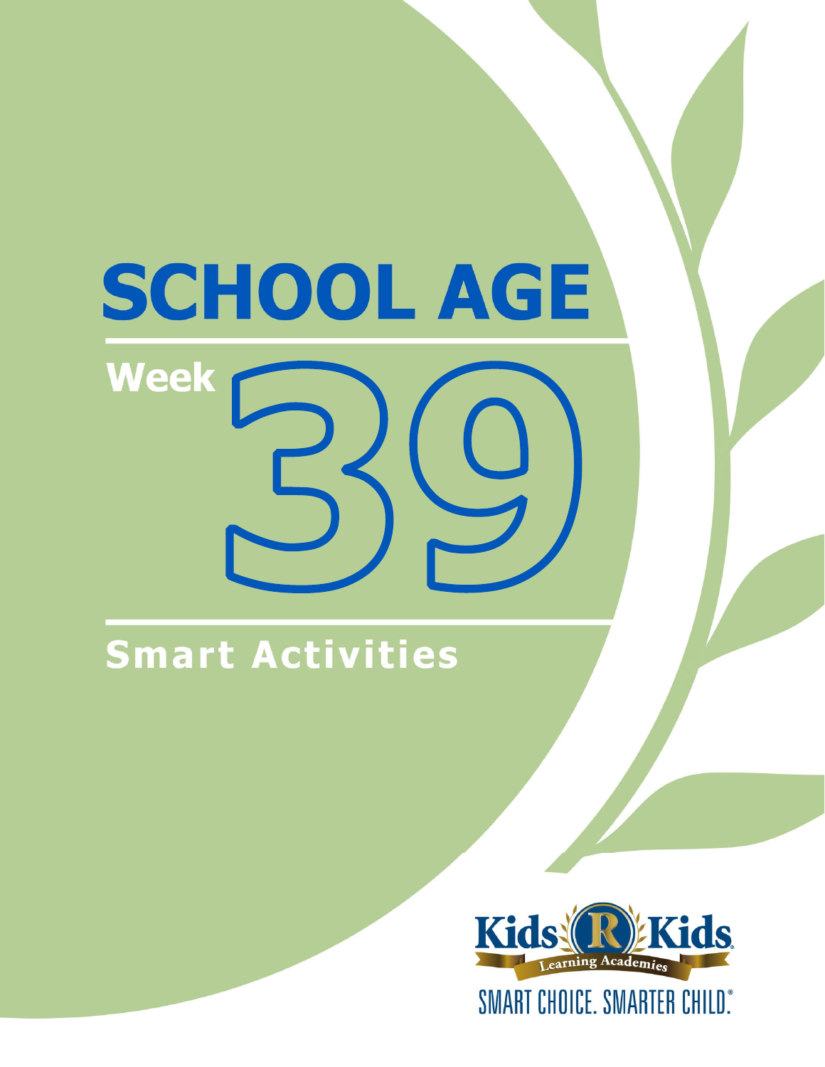# SCHOOL AGE

## Week 39

## Smart Activities

Kids R Kids Learning Academies

SMART CHOICE. SMARTER CHILD.®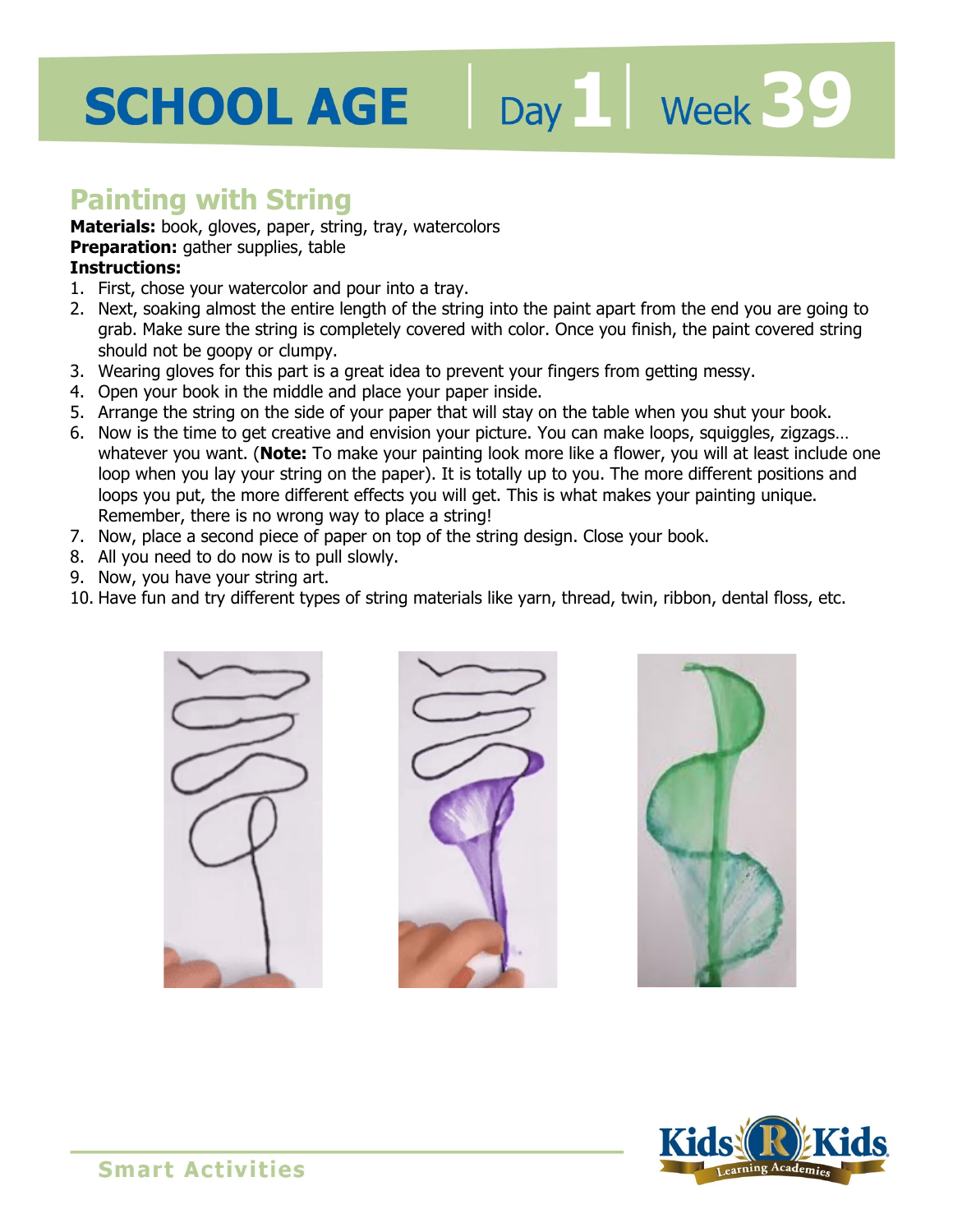# SCHOOL AGE | Day 1 | Week 39

## Painting with String

**Materials:** book, gloves, paper, string, tray, watercolors
**Preparation:** gather supplies, table
**Instructions:**

1. First, chose your watercolor and pour into a tray.
2. Next, soaking almost the entire length of the string into the paint apart from the end you are going to grab. Make sure the string is completely covered with color. Once you finish, the paint covered string should not be goopy or clumpy.
3. Wearing gloves for this part is a great idea to prevent your fingers from getting messy.
4. Open your book in the middle and place your paper inside.
5. Arrange the string on the side of your paper that will stay on the table when you shut your book.
6. Now is the time to get creative and envision your picture. You can make loops, squiggles, zigzags… whatever you want. (**Note:** To make your painting look more like a flower, you will at least include one loop when you lay your string on the paper). It is totally up to you. The more different positions and loops you put, the more different effects you will get. This is what makes your painting unique. Remember, there is no wrong way to place a string!
7. Now, place a second piece of paper on top of the string design. Close your book.
8. All you need to do now is to pull slowly.
9. Now, you have your string art.
10. Have fun and try different types of string materials like yarn, thread, twin, ribbon, dental floss, etc.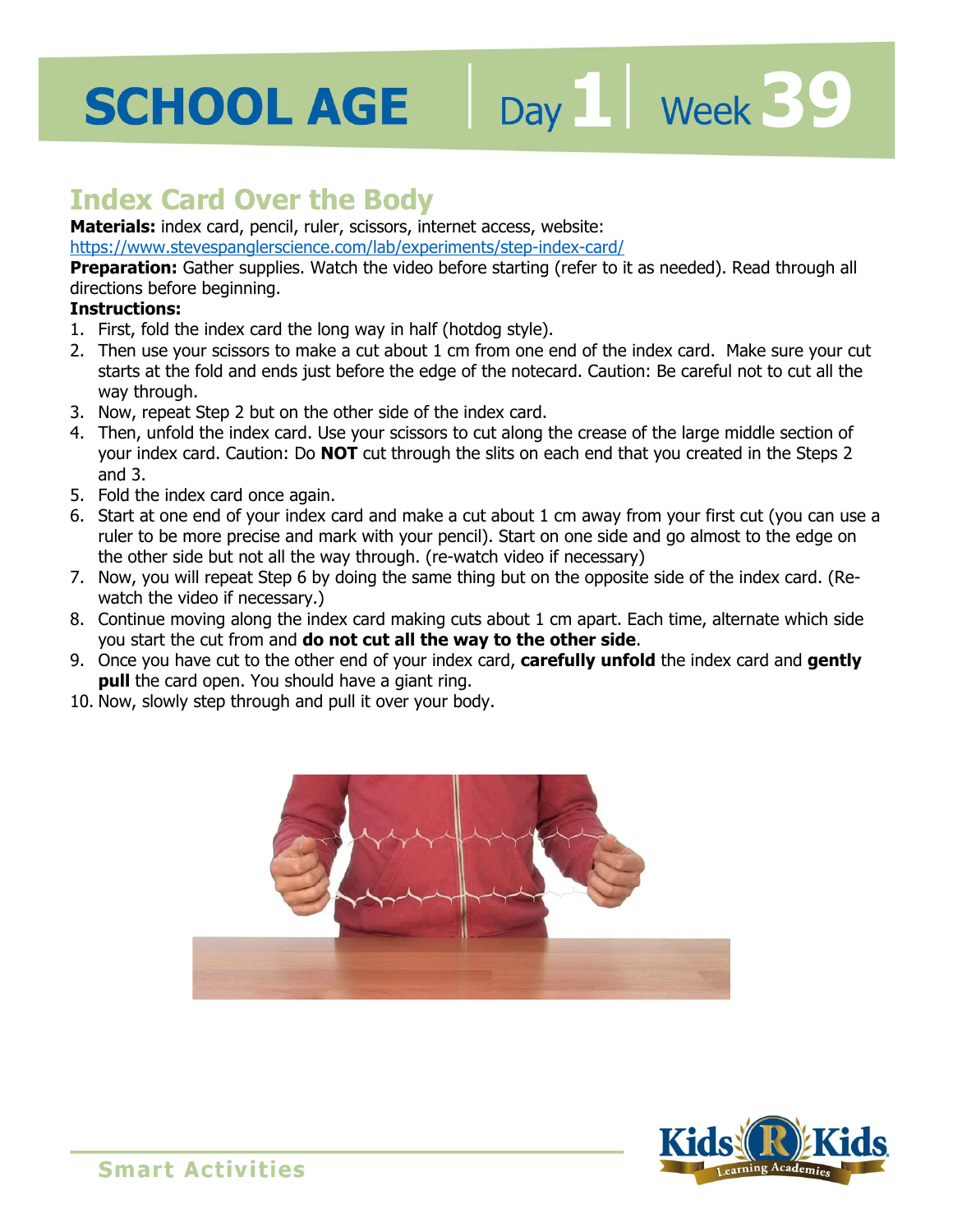# SCHOOL AGE | Day 1 | Week 39

## Index Card Over the Body

**Materials:** index card, pencil, ruler, scissors, internet access, website: https://www.stevespanglerscience.com/lab/experiments/step-index-card/

**Preparation:** Gather supplies. Watch the video before starting (refer to it as needed). Read through all directions before beginning.

**Instructions:**

1. First, fold the index card the long way in half (hotdog style).
2. Then use your scissors to make a cut about 1 cm from one end of the index card. Make sure your cut starts at the fold and ends just before the edge of the notecard. Caution: Be careful not to cut all the way through.
3. Now, repeat Step 2 but on the other side of the index card.
4. Then, unfold the index card. Use your scissors to cut along the crease of the large middle section of your index card. Caution: Do **NOT** cut through the slits on each end that you created in the Steps 2 and 3.
5. Fold the index card once again.
6. Start at one end of your index card and make a cut about 1 cm away from your first cut (you can use a ruler to be more precise and mark with your pencil). Start on one side and go almost to the edge on the other side but not all the way through. (re-watch video if necessary)
7. Now, you will repeat Step 6 by doing the same thing but on the opposite side of the index card. (Re-watch the video if necessary.)
8. Continue moving along the index card making cuts about 1 cm apart. Each time, alternate which side you start the cut from and **do not cut all the way to the other side**.
9. Once you have cut to the other end of your index card, **carefully unfold** the index card and **gently pull** the card open. You should have a giant ring.
10. Now, slowly step through and pull it over your body.

Smart Activities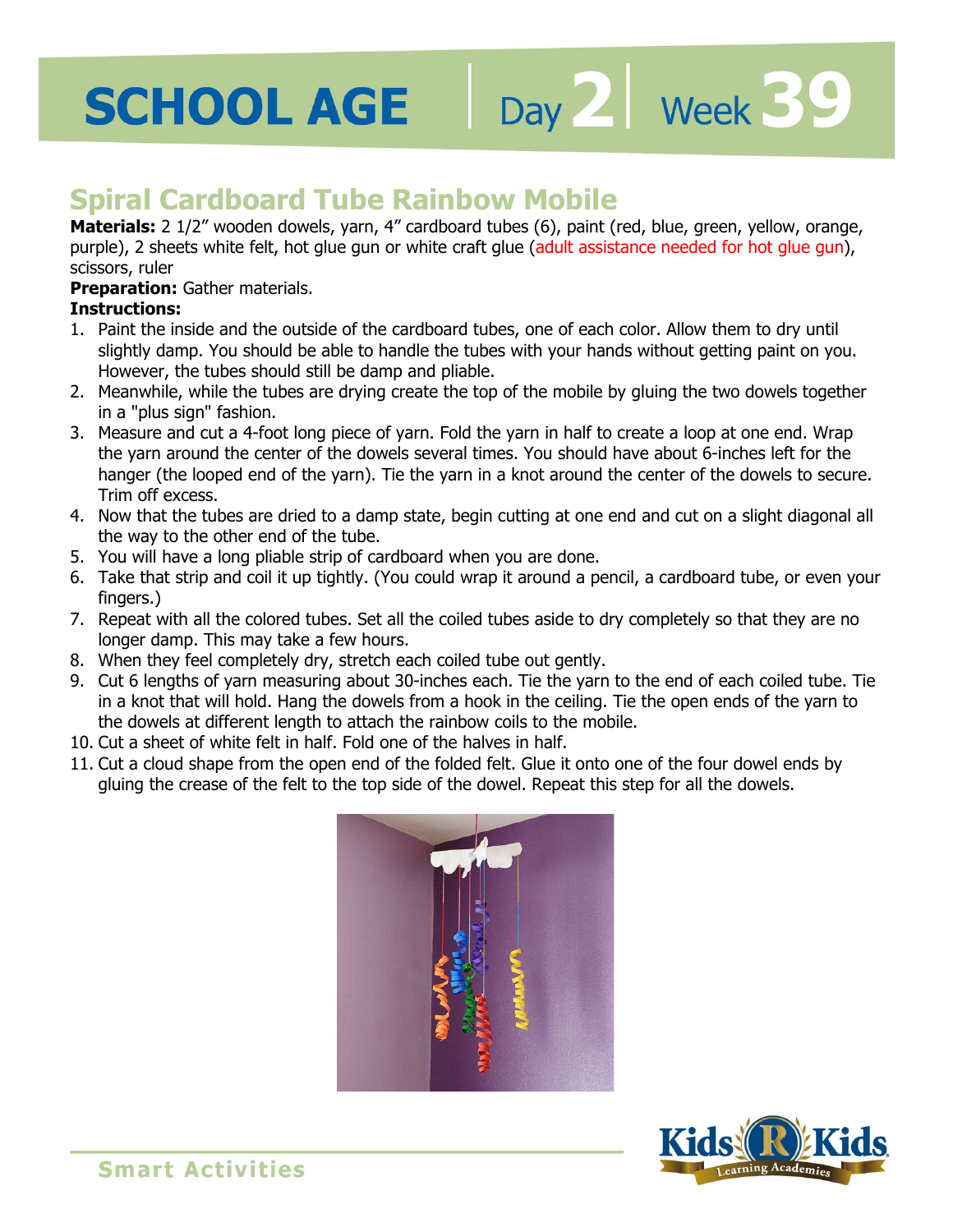# SCHOOL AGE | Day 2 | Week 39

## Spiral Cardboard Tube Rainbow Mobile

**Materials:** 2 1/2" wooden dowels, yarn, 4" cardboard tubes (6), paint (red, blue, green, yellow, orange, purple), 2 sheets white felt, hot glue gun or white craft glue (adult assistance needed for hot glue gun), scissors, ruler

**Preparation:** Gather materials.

**Instructions:**

1. Paint the inside and the outside of the cardboard tubes, one of each color. Allow them to dry until slightly damp. You should be able to handle the tubes with your hands without getting paint on you. However, the tubes should still be damp and pliable.
2. Meanwhile, while the tubes are drying create the top of the mobile by gluing the two dowels together in a "plus sign" fashion.
3. Measure and cut a 4-foot long piece of yarn. Fold the yarn in half to create a loop at one end. Wrap the yarn around the center of the dowels several times. You should have about 6-inches left for the hanger (the looped end of the yarn). Tie the yarn in a knot around the center of the dowels to secure. Trim off excess.
4. Now that the tubes are dried to a damp state, begin cutting at one end and cut on a slight diagonal all the way to the other end of the tube.
5. You will have a long pliable strip of cardboard when you are done.
6. Take that strip and coil it up tightly. (You could wrap it around a pencil, a cardboard tube, or even your fingers.)
7. Repeat with all the colored tubes. Set all the coiled tubes aside to dry completely so that they are no longer damp. This may take a few hours.
8. When they feel completely dry, stretch each coiled tube out gently.
9. Cut 6 lengths of yarn measuring about 30-inches each. Tie the yarn to the end of each coiled tube. Tie in a knot that will hold. Hang the dowels from a hook in the ceiling. Tie the open ends of the yarn to the dowels at different length to attach the rainbow coils to the mobile.
10. Cut a sheet of white felt in half. Fold one of the halves in half.
11. Cut a cloud shape from the open end of the folded felt. Glue it onto one of the four dowel ends by gluing the crease of the felt to the top side of the dowel. Repeat this step for all the dowels.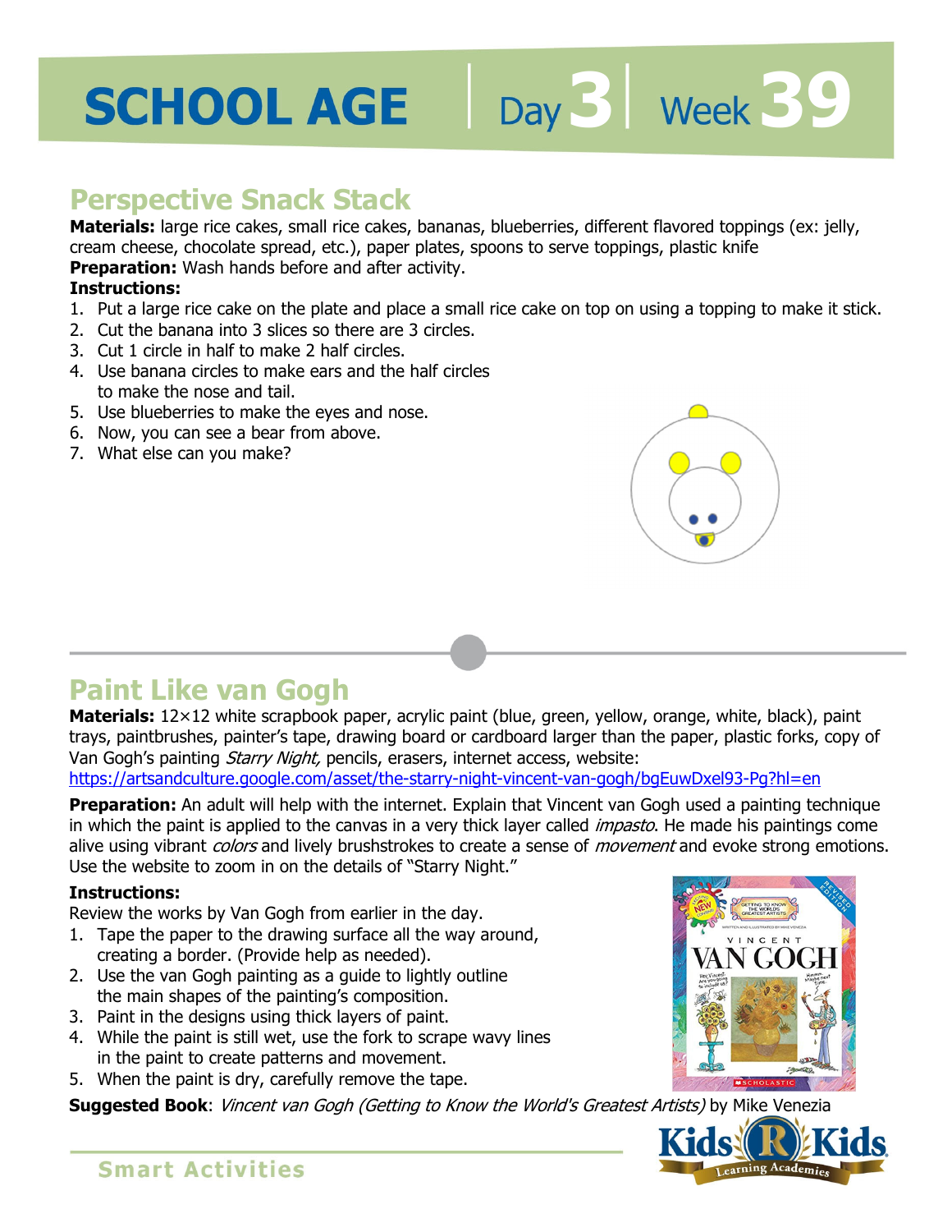# SCHOOL AGE | Day 3 | Week 39

## Perspective Snack Stack

**Materials:** large rice cakes, small rice cakes, bananas, blueberries, different flavored toppings (ex: jelly, cream cheese, chocolate spread, etc.), paper plates, spoons to serve toppings, plastic knife

**Preparation:** Wash hands before and after activity.

**Instructions:**

1. Put a large rice cake on the plate and place a small rice cake on top on using a topping to make it stick.
2. Cut the banana into 3 slices so there are 3 circles.
3. Cut 1 circle in half to make 2 half circles.
4. Use banana circles to make ears and the half circles to make the nose and tail.
5. Use blueberries to make the eyes and nose.
6. Now, you can see a bear from above.
7. What else can you make?

## Paint Like van Gogh

**Materials:** 12×12 white scrapbook paper, acrylic paint (blue, green, yellow, orange, white, black), paint trays, paintbrushes, painter's tape, drawing board or cardboard larger than the paper, plastic forks, copy of Van Gogh's painting *Starry Night,* pencils, erasers, internet access, website: https://artsandculture.google.com/asset/the-starry-night-vincent-van-gogh/bgEuwDxel93-Pg?hl=en

**Preparation:** An adult will help with the internet. Explain that Vincent van Gogh used a painting technique in which the paint is applied to the canvas in a very thick layer called *impasto*. He made his paintings come alive using vibrant *colors* and lively brushstrokes to create a sense of *movement* and evoke strong emotions. Use the website to zoom in on the details of "Starry Night."

**Instructions:**

Review the works by Van Gogh from earlier in the day.

1. Tape the paper to the drawing surface all the way around, creating a border. (Provide help as needed).
2. Use the van Gogh painting as a guide to lightly outline the main shapes of the painting's composition.
3. Paint in the designs using thick layers of paint.
4. While the paint is still wet, use the fork to scrape wavy lines in the paint to create patterns and movement.
5. When the paint is dry, carefully remove the tape.

**Suggested Book**: *Vincent van Gogh (Getting to Know the World's Greatest Artists)* by Mike Venezia

Smart Activities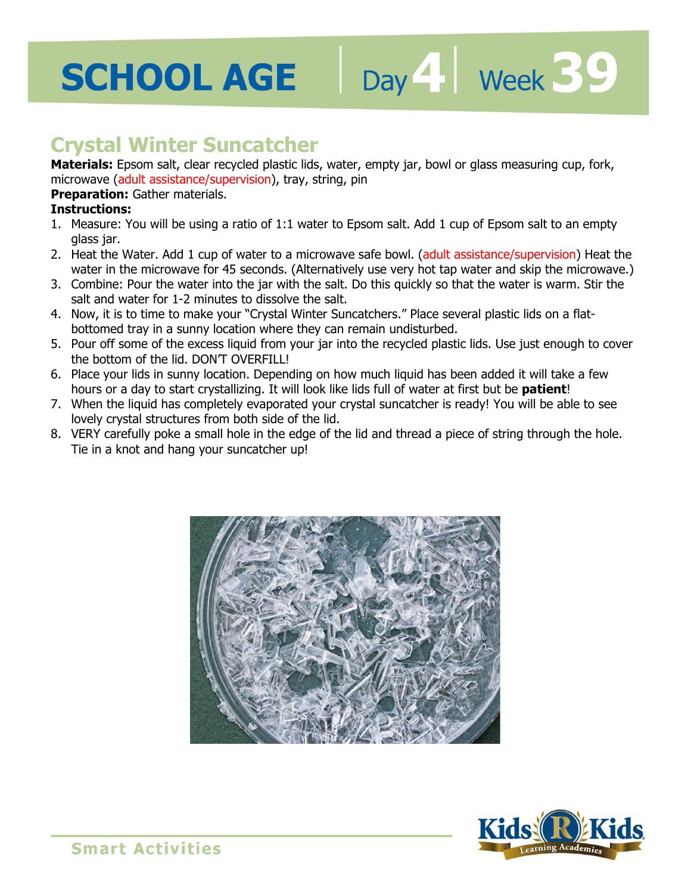# SCHOOL AGE | Day 4 | Week 39

## Crystal Winter Suncatcher

**Materials:** Epsom salt, clear recycled plastic lids, water, empty jar, bowl or glass measuring cup, fork, microwave (adult assistance/supervision), tray, string, pin

**Preparation:** Gather materials.

**Instructions:**

1. Measure: You will be using a ratio of 1:1 water to Epsom salt. Add 1 cup of Epsom salt to an empty glass jar.
2. Heat the Water. Add 1 cup of water to a microwave safe bowl. (adult assistance/supervision) Heat the water in the microwave for 45 seconds. (Alternatively use very hot tap water and skip the microwave.)
3. Combine: Pour the water into the jar with the salt. Do this quickly so that the water is warm. Stir the salt and water for 1-2 minutes to dissolve the salt.
4. Now, it is to time to make your "Crystal Winter Suncatchers." Place several plastic lids on a flat-bottomed tray in a sunny location where they can remain undisturbed.
5. Pour off some of the excess liquid from your jar into the recycled plastic lids. Use just enough to cover the bottom of the lid. DON'T OVERFILL!
6. Place your lids in sunny location. Depending on how much liquid has been added it will take a few hours or a day to start crystallizing. It will look like lids full of water at first but be **patient**!
7. When the liquid has completely evaporated your crystal suncatcher is ready! You will be able to see lovely crystal structures from both side of the lid.
8. VERY carefully poke a small hole in the edge of the lid and thread a piece of string through the hole. Tie in a knot and hang your suncatcher up!

Smart Activities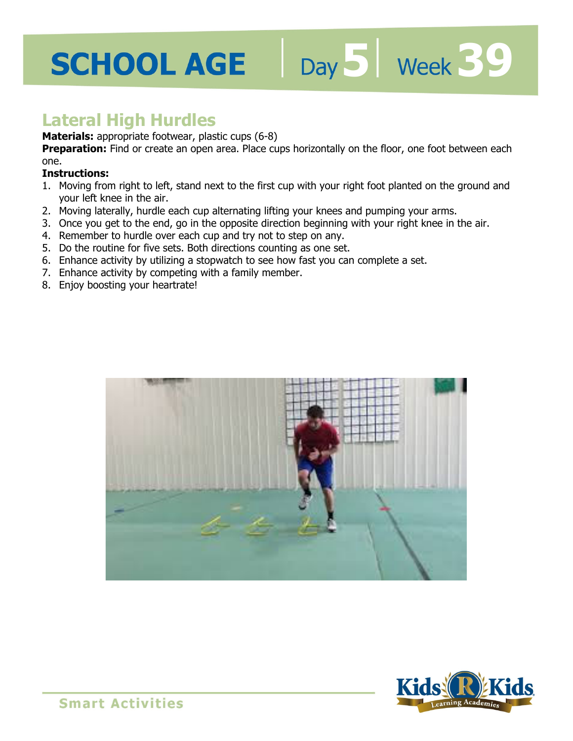# SCHOOL AGE | Day 5 | Week 39

## Lateral High Hurdles

**Materials:** appropriate footwear, plastic cups (6-8)

**Preparation:** Find or create an open area. Place cups horizontally on the floor, one foot between each one.

**Instructions:**

1. Moving from right to left, stand next to the first cup with your right foot planted on the ground and your left knee in the air.
2. Moving laterally, hurdle each cup alternating lifting your knees and pumping your arms.
3. Once you get to the end, go in the opposite direction beginning with your right knee in the air.
4. Remember to hurdle over each cup and try not to step on any.
5. Do the routine for five sets. Both directions counting as one set.
6. Enhance activity by utilizing a stopwatch to see how fast you can complete a set.
7. Enhance activity by competing with a family member.
8. Enjoy boosting your heartrate!

Smart Activities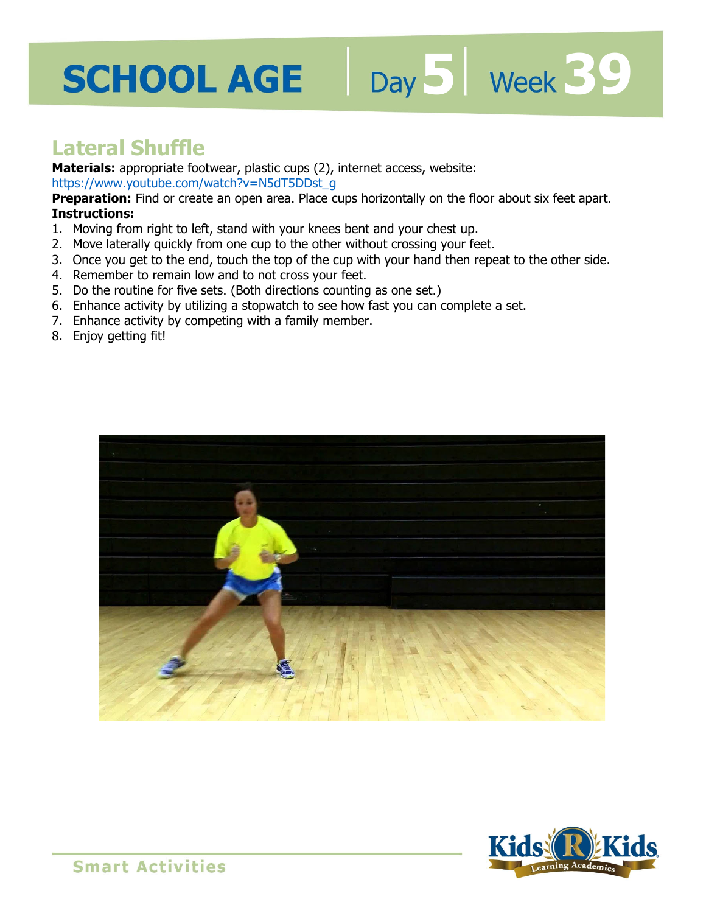# SCHOOL AGE | Day 5 | Week 39

## Lateral Shuffle

**Materials:** appropriate footwear, plastic cups (2), internet access, website: https://www.youtube.com/watch?v=N5dT5DDst_g

**Preparation:** Find or create an open area. Place cups horizontally on the floor about six feet apart.

**Instructions:**

1. Moving from right to left, stand with your knees bent and your chest up.
2. Move laterally quickly from one cup to the other without crossing your feet.
3. Once you get to the end, touch the top of the cup with your hand then repeat to the other side.
4. Remember to remain low and to not cross your feet.
5. Do the routine for five sets. (Both directions counting as one set.)
6. Enhance activity by utilizing a stopwatch to see how fast you can complete a set.
7. Enhance activity by competing with a family member.
8. Enjoy getting fit!